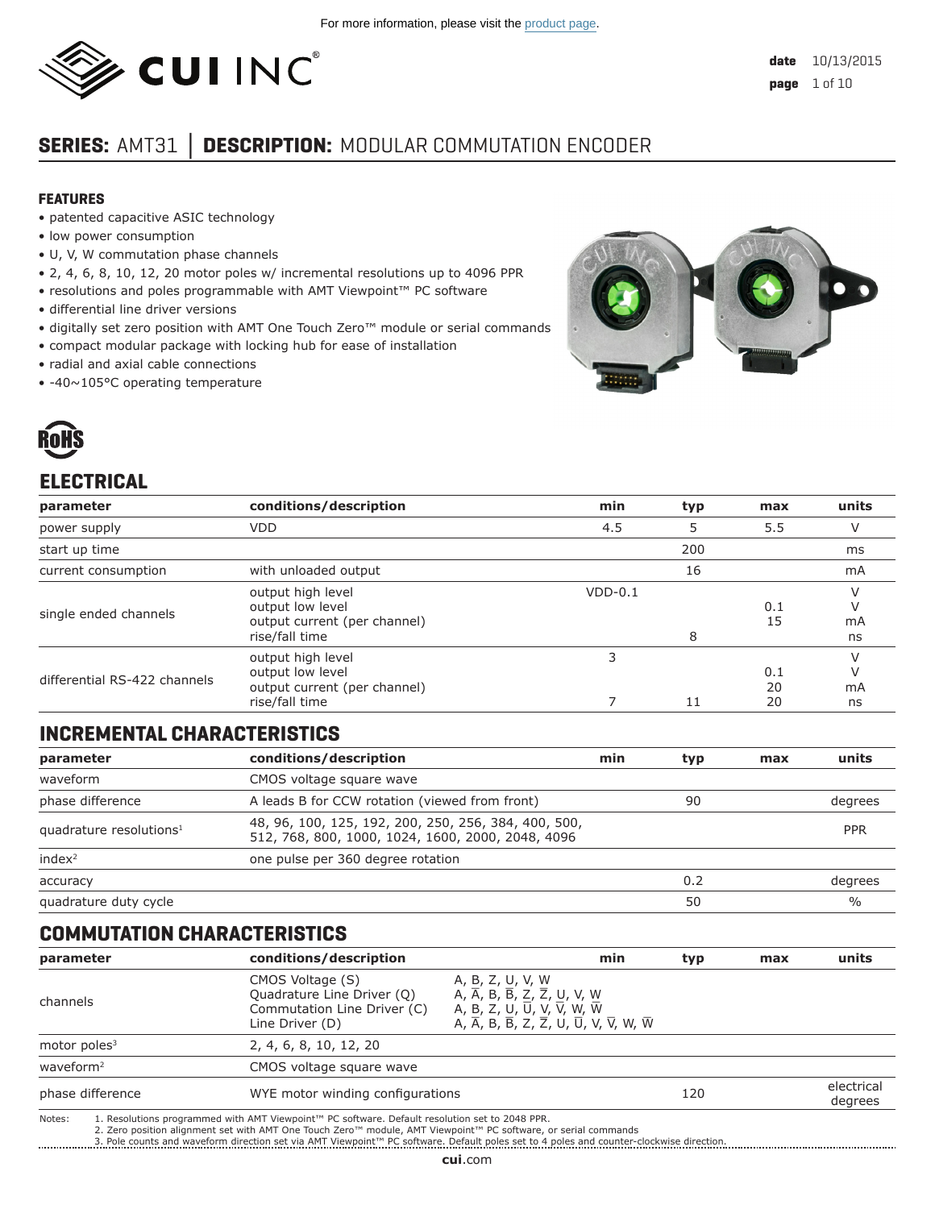For more information, please visit the product page.

CUI INC

date 10/13/2015

# SERIES: AMT31 | DESCRIPTION: MODULAR COMMUTATION ENCODER

### FEATURES

- patented capacitive ASIC technology
- low power consumption
- U, V, W commutation phase channels
- 2, 4, 6, 8, 10, 12, 20 motor poles w/ incremental resolutions up to 4096 PPR
- resolutions and poles programmable with AMT Viewpoint™ PC software
- differential line driver versions
- digitally set zero position with AMT One Touch Zero™ module or serial commands
- compact modular package with locking hub for ease of installation
- radial and axial cable connections
- -40~105°C operating temperature

RoHS

## ELECTRICAL

| parameter | conditions/description | min | typ | max | units |
|---|---|---|---|---|---|
| power supply | VDD | 4.5 | 5 | 5.5 | V |
| start up time | | | 200 | | ms |
| current consumption | with unloaded output | | 16 | | mA |
| single ended channels | output high level | VDD-0.1 | | | V |
| | output low level | | | 0.1 | V |
| | output current (per channel) | | | 15 | mA |
| | rise/fall time | | 8 | | ns |
| differential RS-422 channels | output high level | 3 | | | V |
| | output low level | | | 0.1 | V |
| | output current (per channel) | | | 20 | mA |
| | rise/fall time | 7 | 11 | 20 | ns |

## INCREMENTAL CHARACTERISTICS

| parameter | conditions/description | min | typ | max | units |
|---|---|---|---|---|---|
| waveform | CMOS voltage square wave | | | | |
| phase difference | A leads B for CCW rotation (viewed from front) | | 90 | | degrees |
| quadrature resolutions[1] | 48, 96, 100, 125, 192, 200, 250, 256, 384, 400, 500, 512, 768, 800, 1000, 1024, 1600, 2000, 2048, 4096 | | | | PPR |
| index[2] | one pulse per 360 degree rotation | | | | |
| accuracy | | | 0.2 | | degrees |
| quadrature duty cycle | | | 50 | | % |

## COMMUTATION CHARACTERISTICS

| parameter | conditions/description | | min | typ | max | units |
|---|---|---|---|---|---|---|
| channels | CMOS Voltage (S) | A, B, Z, U, V, W | | | | |
| | Quadrature Line Driver (Q) | A, $\overline{A}$, B, $\overline{B}$, Z, $\overline{Z}$, U, V, W | | | | |
| | Commutation Line Driver (C) | A, B, Z, U, $\overline{U}$, V, $\overline{V}$, W, $\overline{W}$ | | | | |
| | Line Driver (D) | A, $\overline{A}$, B, $\overline{B}$, Z, $\overline{Z}$, U, $\overline{U}$, V, $\overline{V}$, W, $\overline{W}$ | | | | |
| motor poles[3] | 2, 4, 6, 8, 10, 12, 20 | | | | | |
| waveform[2] | CMOS voltage square wave | | | | | |
| phase difference | WYE motor winding configurations | | | 120 | | electrical degrees |

Notes:
1. Resolutions programmed with AMT Viewpoint™ PC software. Default resolution set to 2048 PPR.
2. Zero position alignment set with AMT One Touch Zero™ module, AMT Viewpoint™ PC software, or serial commands
3. Pole counts and waveform direction set via AMT Viewpoint™ PC software. Default poles set to 4 poles and counter-clockwise direction.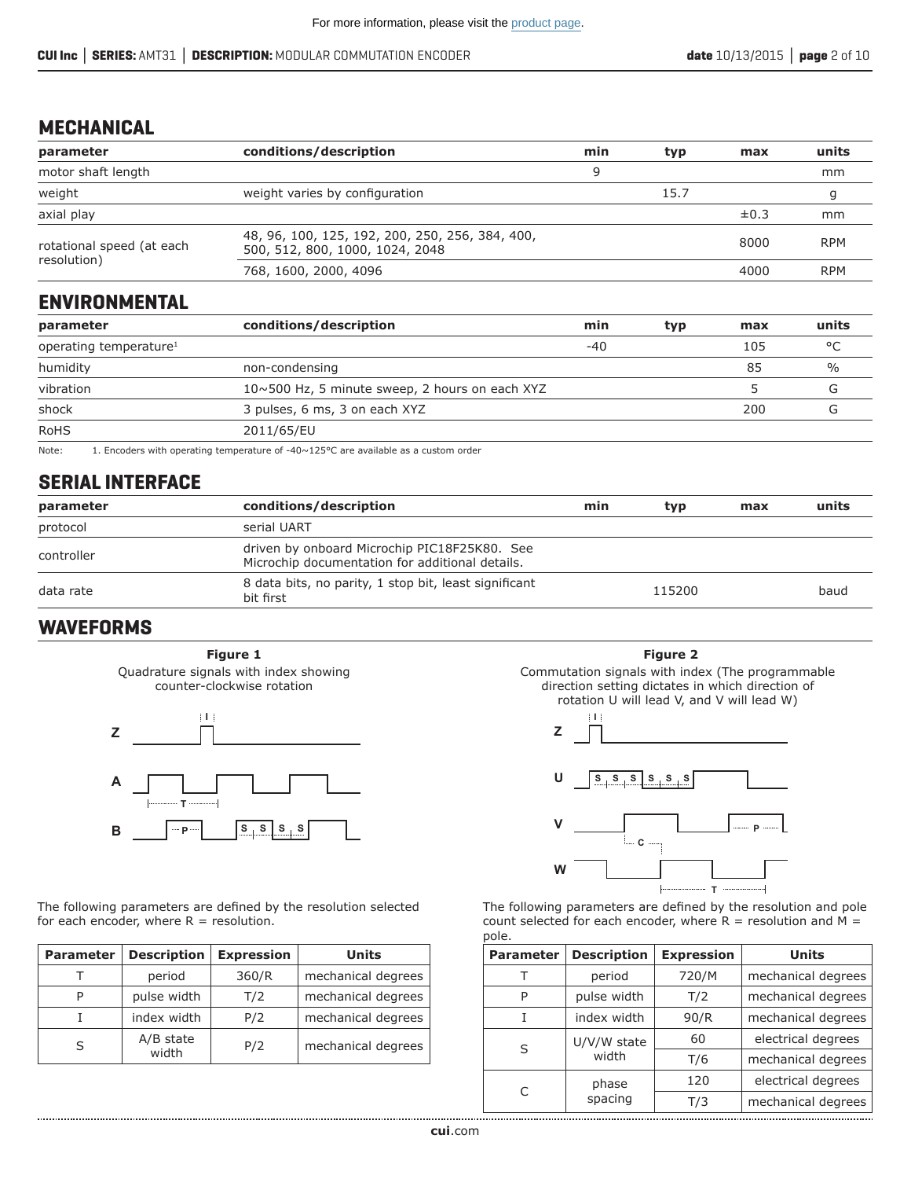## MECHANICAL

| parameter | conditions/description | min | typ | max | units |
|---|---|---|---|---|---|
| motor shaft length | | 9 | | | mm |
| weight | weight varies by configuration | | 15.7 | | g |
| axial play | | | | ±0.3 | mm |
| rotational speed (at each resolution) | 48, 96, 100, 125, 192, 200, 250, 256, 384, 400, 500, 512, 800, 1000, 1024, 2048 | | | 8000 | RPM |
| | 768, 1600, 2000, 4096 | | | 4000 | RPM |

## ENVIRONMENTAL

| parameter | conditions/description | min | typ | max | units |
|---|---|---|---|---|---|
| operating temperature[1] | | -40 | | 105 | °C |
| humidity | non-condensing | | | 85 | % |
| vibration | 10~500 Hz, 5 minute sweep, 2 hours on each XYZ | | | 5 | G |
| shock | 3 pulses, 6 ms, 3 on each XYZ | | | 200 | G |
| RoHS | 2011/65/EU | | | | |

Note: 1. Encoders with operating temperature of -40~125°C are available as a custom order

## SERIAL INTERFACE

| parameter | conditions/description | min | typ | max | units |
|---|---|---|---|---|---|
| protocol | serial UART | | | | |
| controller | driven by onboard Microchip PIC18F25K80. See Microchip documentation for additional details. | | | | |
| data rate | 8 data bits, no parity, 1 stop bit, least significant bit first | | 115200 | | baud |

## WAVEFORMS

**Figure 1**

Quadrature signals with index showing counter-clockwise rotation

The following parameters are defined by the resolution selected for each encoder, where R = resolution.

| Parameter | Description | Expression | Units |
|---|---|---|---|
| T | period | 360/R | mechanical degrees |
| P | pulse width | T/2 | mechanical degrees |
| I | index width | P/2 | mechanical degrees |
| S | A/B state width | P/2 | mechanical degrees |

**Figure 2**

Commutation signals with index (The programmable direction setting dictates in which direction of rotation U will lead V, and V will lead W)

The following parameters are defined by the resolution and pole count selected for each encoder, where R = resolution and M = pole.

| Parameter | Description | Expression | Units |
|---|---|---|---|
| T | period | 720/M | mechanical degrees |
| P | pulse width | T/2 | mechanical degrees |
| I | index width | 90/R | mechanical degrees |
| S | U/V/W state width | 60 | electrical degrees |
| | | T/6 | mechanical degrees |
| C | phase spacing | 120 | electrical degrees |
| | | T/3 | mechanical degrees |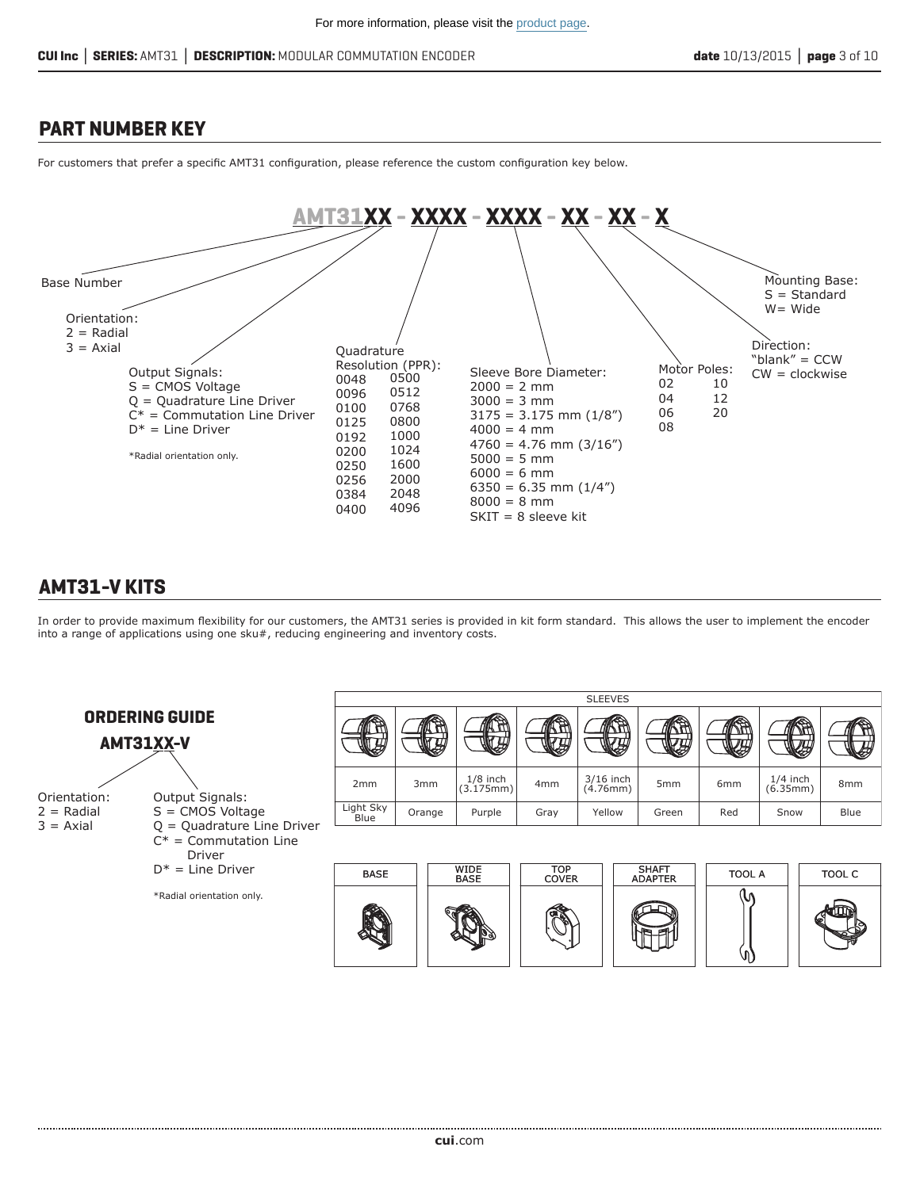For more information, please visit the product page.

## PART NUMBER KEY

For customers that prefer a specific AMT31 configuration, please reference the custom configuration key below.

**AMT31XX - XXXX - XXXX - XX - XX - X**

Base Number

Orientation:
2 = Radial
3 = Axial

Output Signals:
S = CMOS Voltage
Q = Quadrature Line Driver
C* = Commutation Line Driver
D* = Line Driver

*Radial orientation only.

Quadrature Resolution (PPR):

| | |
|---|---|
| 0048 | 0500 |
| 0096 | 0512 |
| 0100 | 0768 |
| 0125 | 0800 |
| 0192 | 1000 |
| 0200 | 1024 |
| 0250 | 1600 |
| 0256 | 2000 |
| 0384 | 2048 |
| 0400 | 4096 |

Sleeve Bore Diameter:
2000 = 2 mm
3000 = 3 mm
3175 = 3.175 mm (1/8")
4000 = 4 mm
4760 = 4.76 mm (3/16")
5000 = 5 mm
6000 = 6 mm
6350 = 6.35 mm (1/4")
8000 = 8 mm
SKIT = 8 sleeve kit

Motor Poles:

| | |
|---|---|
| 02 | 10 |
| 04 | 12 |
| 06 | 20 |
| 08 | |

Direction:
"blank" = CCW
CW = clockwise

Mounting Base:
S = Standard
W= Wide

## AMT31-V KITS

In order to provide maximum flexibility for our customers, the AMT31 series is provided in kit form standard. This allows the user to implement the encoder into a range of applications using one sku#, reducing engineering and inventory costs.

### ORDERING GUIDE

**AMT31XX-V**

Orientation:
2 = Radial
3 = Axial

Output Signals:
S = CMOS Voltage
Q = Quadrature Line Driver
C* = Commutation Line Driver
D* = Line Driver

*Radial orientation only.

| SLEEVES | | | | | | | | |
|---|---|---|---|---|---|---|---|---|
| 2mm | 3mm | 1/8 inch (3.175mm) | 4mm | 3/16 inch (4.76mm) | 5mm | 6mm | 1/4 inch (6.35mm) | 8mm |
| Light Sky Blue | Orange | Purple | Gray | Yellow | Green | Red | Snow | Blue |

| BASE | WIDE BASE | TOP COVER | SHAFT ADAPTER | TOOL A | TOOL C |
|---|---|---|---|---|---|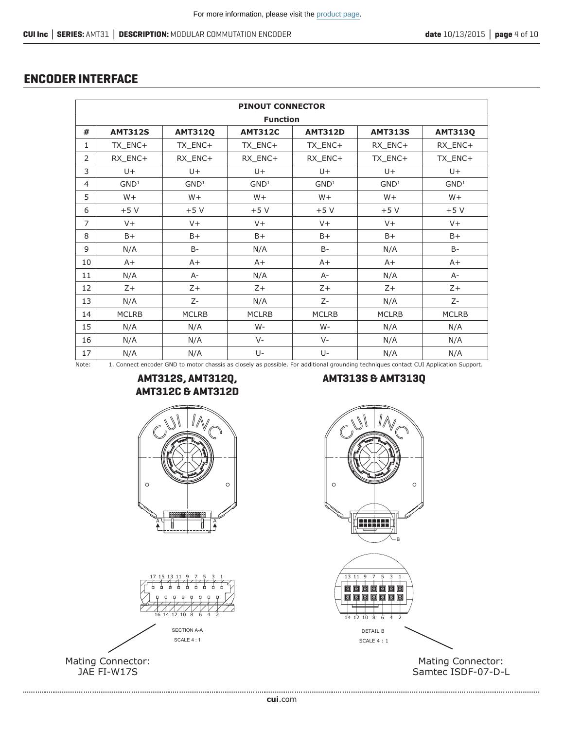## ENCODER INTERFACE

| PINOUT CONNECTOR | | | | | | |
|---|---|---|---|---|---|---|
| **Function** | | | | | | |
| **#** | **AMT312S** | **AMT312Q** | **AMT312C** | **AMT312D** | **AMT313S** | **AMT313Q** |
| 1 | TX_ENC+ | TX_ENC+ | TX_ENC+ | TX_ENC+ | RX_ENC+ | RX_ENC+ |
| 2 | RX_ENC+ | RX_ENC+ | RX_ENC+ | RX_ENC+ | TX_ENC+ | TX_ENC+ |
| 3 | U+ | U+ | U+ | U+ | U+ | U+ |
| 4 | GND[1] | GND[1] | GND[1] | GND[1] | GND[1] | GND[1] |
| 5 | W+ | W+ | W+ | W+ | W+ | W+ |
| 6 | +5 V | +5 V | +5 V | +5 V | +5 V | +5 V |
| 7 | V+ | V+ | V+ | V+ | V+ | V+ |
| 8 | B+ | B+ | B+ | B+ | B+ | B+ |
| 9 | N/A | B- | N/A | B- | N/A | B- |
| 10 | A+ | A+ | A+ | A+ | A+ | A+ |
| 11 | N/A | A- | N/A | A- | N/A | A- |
| 12 | Z+ | Z+ | Z+ | Z+ | Z+ | Z+ |
| 13 | N/A | Z- | N/A | Z- | N/A | Z- |
| 14 | MCLRB | MCLRB | MCLRB | MCLRB | MCLRB | MCLRB |
| 15 | N/A | N/A | W- | W- | N/A | N/A |
| 16 | N/A | N/A | V- | V- | N/A | N/A |
| 17 | N/A | N/A | U- | U- | N/A | N/A |

Note: 1. Connect encoder GND to motor chassis as closely as possible. For additional grounding techniques contact CUI Application Support.

### AMT312S, AMT312Q, AMT312C & AMT312D

17 15 13 11 9 7 5 3 1

16 14 12 10 8 6 4 2

SECTION A-A
SCALE 4 : 1

Mating Connector:
JAE FI-W17S

### AMT313S & AMT313Q

13 11 9 7 5 3 1

14 12 10 8 6 4 2

DETAIL B
SCALE 4 : 1

Mating Connector:
Samtec ISDF-07-D-L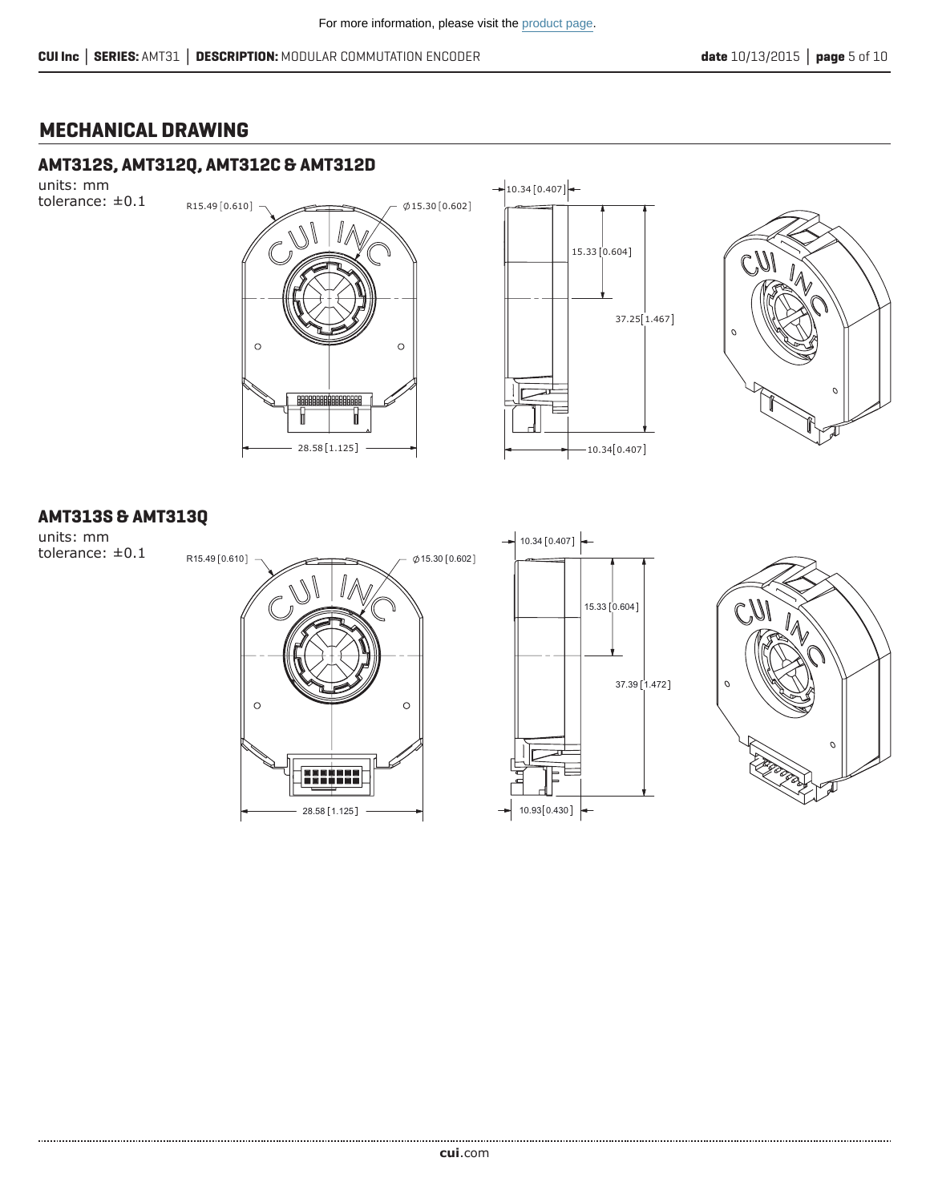## MECHANICAL DRAWING

### AMT312S, AMT312Q, AMT312C & AMT312D

units: mm
tolerance: ±0.1

R15.49 [0.610]
Ø15.30 [0.602]
28.58 [1.125]
10.34 [0.407]
15.33 [0.604]
37.25 [1.467]
10.34 [0.407]

### AMT313S & AMT313Q

units: mm
tolerance: ±0.1

R15.49 [0.610]
Ø15.30 [0.602]
28.58 [1.125]
10.34 [0.407]
15.33 [0.604]
37.39 [1.472]
10.93 [0.430]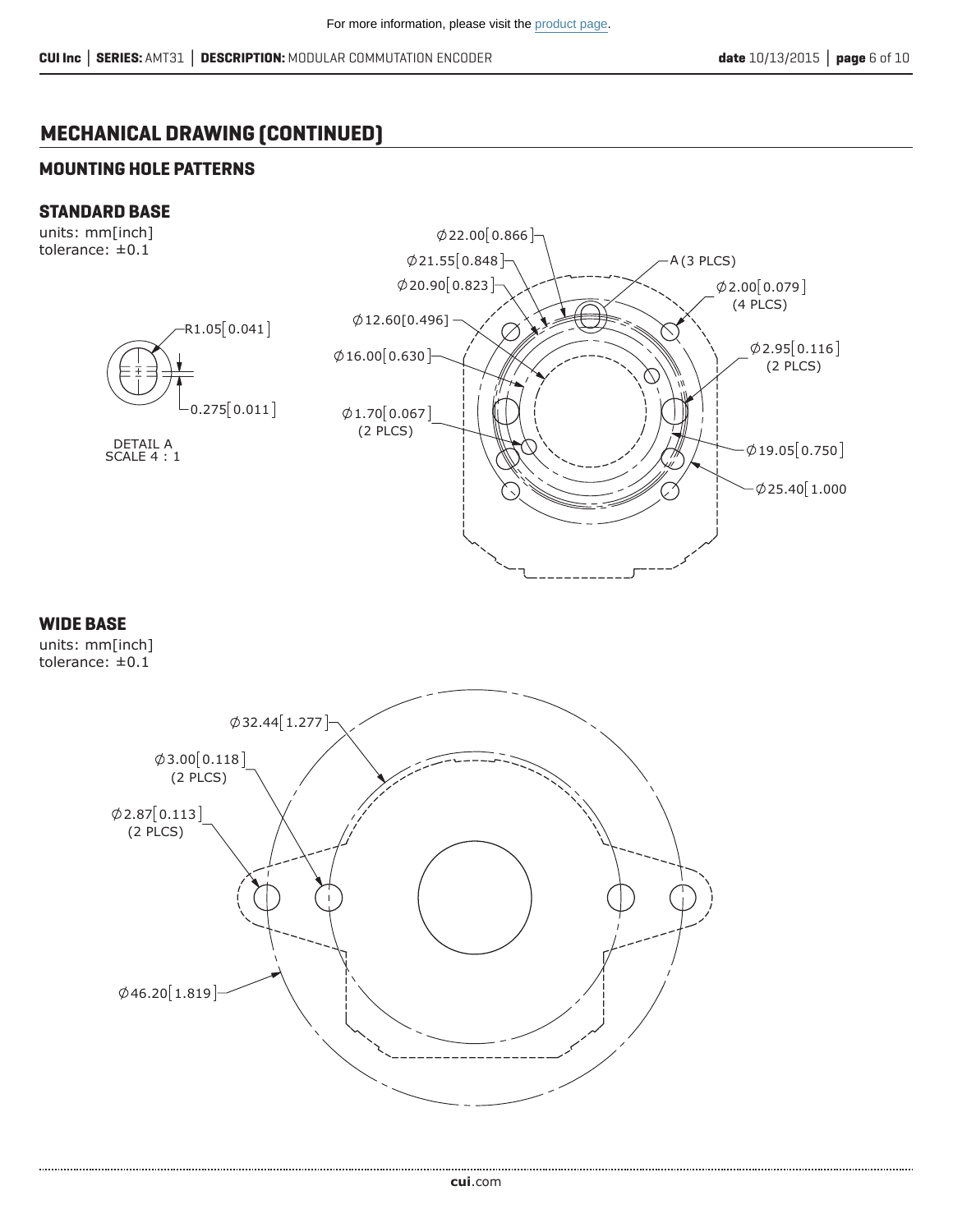For more information, please visit the product page.

## MECHANICAL DRAWING (CONTINUED)

### MOUNTING HOLE PATTERNS

#### STANDARD BASE

units: mm[inch]
tolerance: ±0.1

R1.05[0.041]

0.275[0.011]

DETAIL A
SCALE 4 : 1

Ø22.00[0.866]

Ø21.55[0.848]

Ø20.90[0.823]

Ø12.60[0.496]

Ø16.00[0.630]

Ø1.70[0.067]
(2 PLCS)

A (3 PLCS)

Ø2.00[0.079]
(4 PLCS)

Ø2.95[0.116]
(2 PLCS)

Ø19.05[0.750]

Ø25.40[1.000]

#### WIDE BASE

units: mm[inch]
tolerance: ±0.1

Ø32.44[1.277]

Ø3.00[0.118]
(2 PLCS)

Ø2.87[0.113]
(2 PLCS)

Ø46.20[1.819]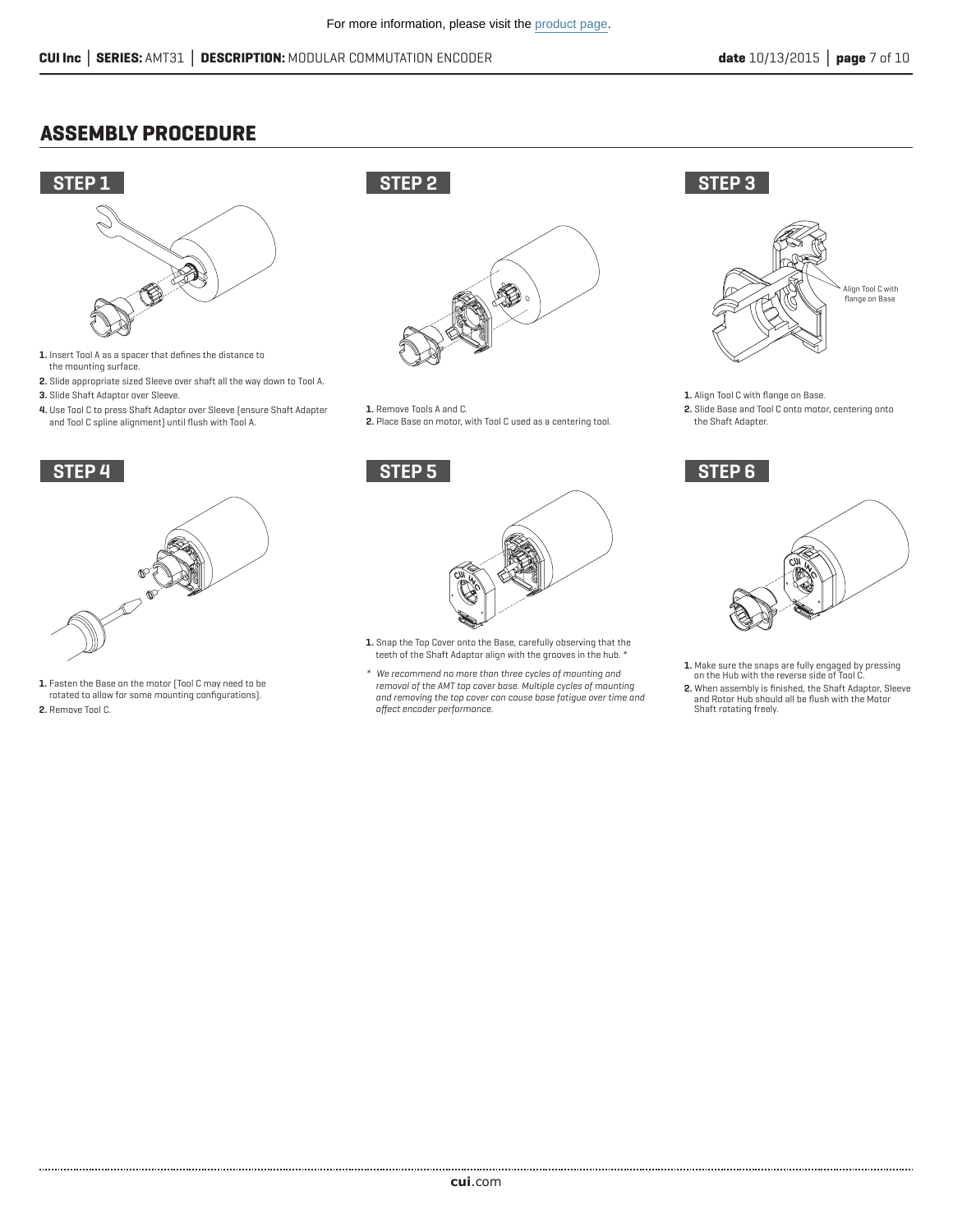## ASSEMBLY PROCEDURE

### STEP 1

1. Insert Tool A as a spacer that defines the distance to the mounting surface.
2. Slide appropriate sized Sleeve over shaft all the way down to Tool A.
3. Slide Shaft Adaptor over Sleeve.
4. Use Tool C to press Shaft Adaptor over Sleeve (ensure Shaft Adapter and Tool C spline alignment) until flush with Tool A.

### STEP 2

1. Remove Tools A and C.
2. Place Base on motor, with Tool C used as a centering tool.

### STEP 3

Align Tool C with flange on Base

1. Align Tool C with flange on Base.
2. Slide Base and Tool C onto motor, centering onto the Shaft Adapter.

### STEP 4

1. Fasten the Base on the motor (Tool C may need to be rotated to allow for some mounting configurations).
2. Remove Tool C.

### STEP 5

1. Snap the Top Cover onto the Base, carefully observing that the teeth of the Shaft Adaptor align with the grooves in the hub. *

\* *We recommend no more than three cycles of mounting and removal of the AMT top cover base. Multiple cycles of mounting and removing the top cover can cause base fatigue over time and affect encoder performance.*

### STEP 6

1. Make sure the snaps are fully engaged by pressing on the Hub with the reverse side of Tool C.
2. When assembly is finished, the Shaft Adaptor, Sleeve and Rotor Hub should all be flush with the Motor Shaft rotating freely.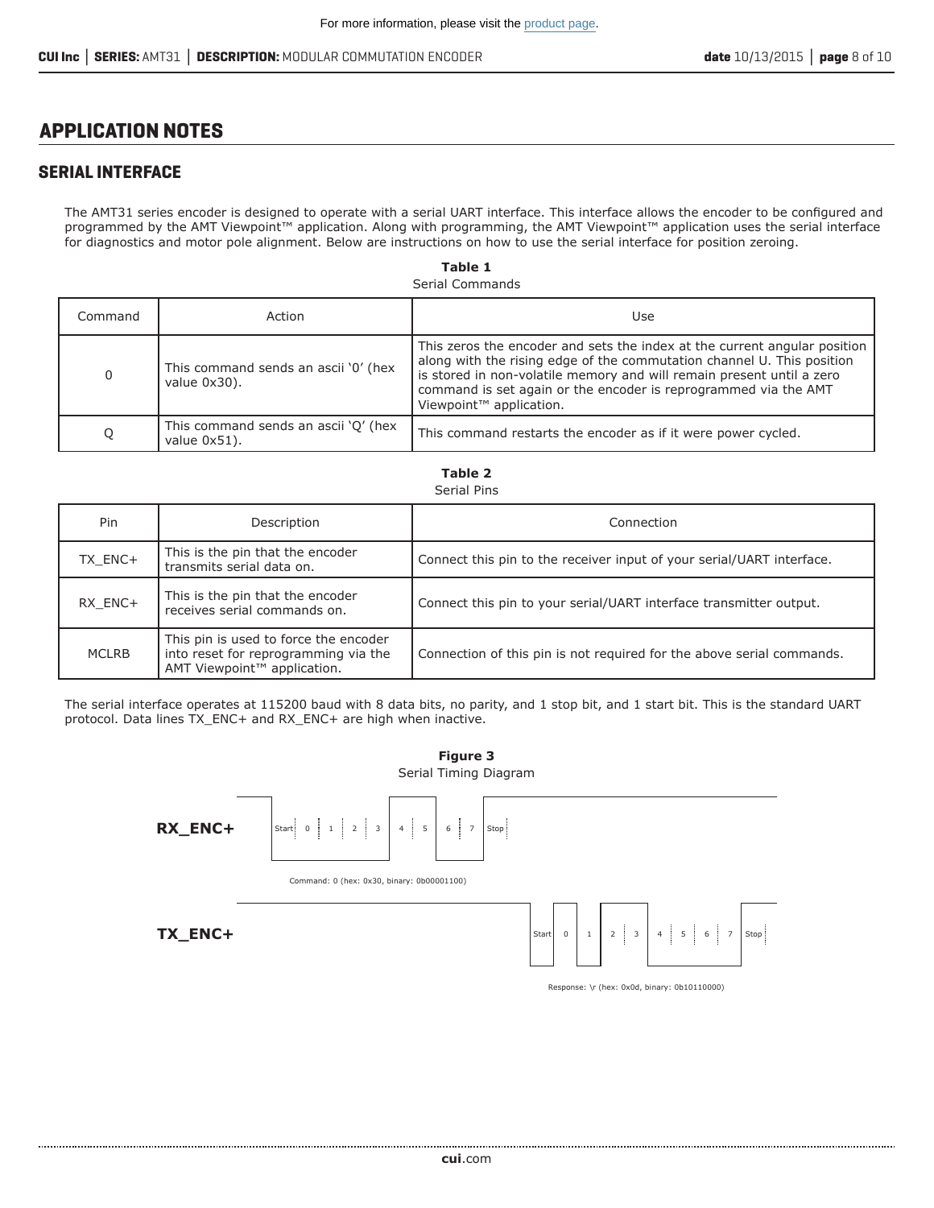## APPLICATION NOTES

### SERIAL INTERFACE

The AMT31 series encoder is designed to operate with a serial UART interface. This interface allows the encoder to be configured and programmed by the AMT Viewpoint™ application. Along with programming, the AMT Viewpoint™ application uses the serial interface for diagnostics and motor pole alignment. Below are instructions on how to use the serial interface for position zeroing.

**Table 1**
Serial Commands

| Command | Action | Use |
|---|---|---|
| 0 | This command sends an ascii '0' (hex value 0x30). | This zeros the encoder and sets the index at the current angular position along with the rising edge of the commutation channel U. This position is stored in non-volatile memory and will remain present until a zero command is set again or the encoder is reprogrammed via the AMT Viewpoint™ application. |
| Q | This command sends an ascii 'Q' (hex value 0x51). | This command restarts the encoder as if it were power cycled. |

**Table 2**
Serial Pins

| Pin | Description | Connection |
|---|---|---|
| TX_ENC+ | This is the pin that the encoder transmits serial data on. | Connect this pin to the receiver input of your serial/UART interface. |
| RX_ENC+ | This is the pin that the encoder receives serial commands on. | Connect this pin to your serial/UART interface transmitter output. |
| MCLRB | This pin is used to force the encoder into reset for reprogramming via the AMT Viewpoint™ application. | Connection of this pin is not required for the above serial commands. |

The serial interface operates at 115200 baud with 8 data bits, no parity, and 1 stop bit, and 1 start bit. This is the standard UART protocol. Data lines TX_ENC+ and RX_ENC+ are high when inactive.

**Figure 3**
Serial Timing Diagram

RX_ENC+: Start | 0 | 1 | 2 | 3 | 4 | 5 | 6 | 7 | Stop

Command: 0 (hex: 0x30, binary: 0b00001100)

TX_ENC+: Start | 0 | 1 | 2 | 3 | 4 | 5 | 6 | 7 | Stop

Response: \r (hex: 0x0d, binary: 0b10110000)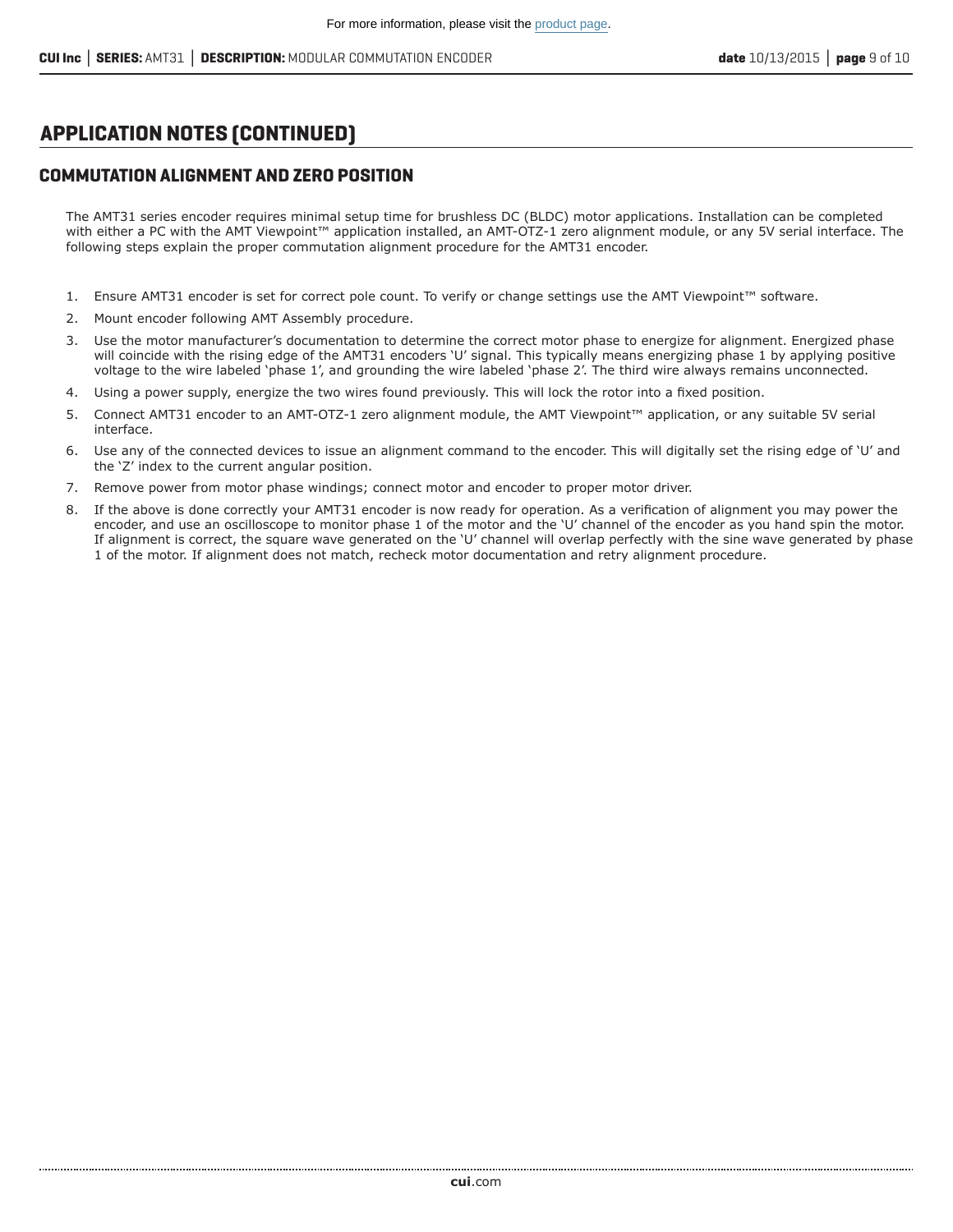## APPLICATION NOTES (CONTINUED)

### COMMUTATION ALIGNMENT AND ZERO POSITION

The AMT31 series encoder requires minimal setup time for brushless DC (BLDC) motor applications. Installation can be completed with either a PC with the AMT Viewpoint™ application installed, an AMT-OTZ-1 zero alignment module, or any 5V serial interface. The following steps explain the proper commutation alignment procedure for the AMT31 encoder.

1. Ensure AMT31 encoder is set for correct pole count. To verify or change settings use the AMT Viewpoint™ software.
2. Mount encoder following AMT Assembly procedure.
3. Use the motor manufacturer's documentation to determine the correct motor phase to energize for alignment. Energized phase will coincide with the rising edge of the AMT31 encoders 'U' signal. This typically means energizing phase 1 by applying positive voltage to the wire labeled 'phase 1', and grounding the wire labeled 'phase 2'. The third wire always remains unconnected.
4. Using a power supply, energize the two wires found previously. This will lock the rotor into a fixed position.
5. Connect AMT31 encoder to an AMT-OTZ-1 zero alignment module, the AMT Viewpoint™ application, or any suitable 5V serial interface.
6. Use any of the connected devices to issue an alignment command to the encoder. This will digitally set the rising edge of 'U' and the 'Z' index to the current angular position.
7. Remove power from motor phase windings; connect motor and encoder to proper motor driver.
8. If the above is done correctly your AMT31 encoder is now ready for operation. As a verification of alignment you may power the encoder, and use an oscilloscope to monitor phase 1 of the motor and the 'U' channel of the encoder as you hand spin the motor. If alignment is correct, the square wave generated on the 'U' channel will overlap perfectly with the sine wave generated by phase 1 of the motor. If alignment does not match, recheck motor documentation and retry alignment procedure.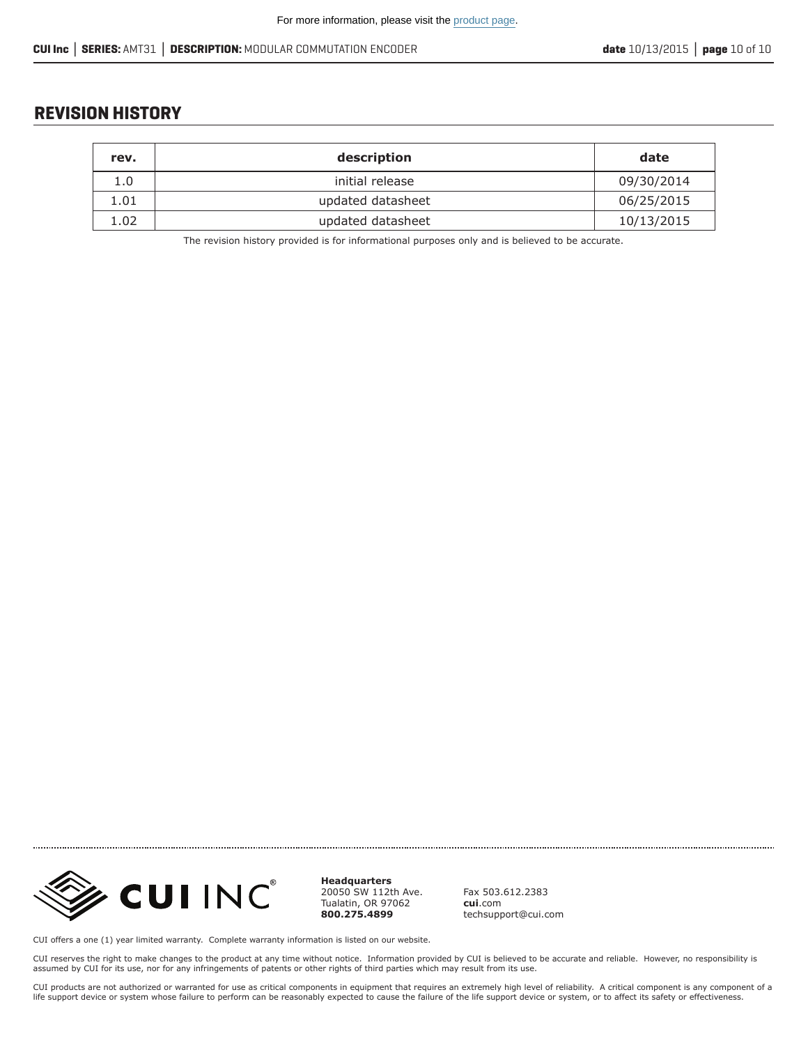For more information, please visit the product page.

## REVISION HISTORY

| rev. | description | date |
|---|---|---|
| 1.0 | initial release | 09/30/2014 |
| 1.01 | updated datasheet | 06/25/2015 |
| 1.02 | updated datasheet | 10/13/2015 |

The revision history provided is for informational purposes only and is believed to be accurate.

**Headquarters**
20050 SW 112th Ave.
Tualatin, OR 97062
**800.275.4899**

Fax 503.612.2383
**cui**.com
techsupport@cui.com

CUI offers a one (1) year limited warranty. Complete warranty information is listed on our website.

CUI reserves the right to make changes to the product at any time without notice. Information provided by CUI is believed to be accurate and reliable. However, no responsibility is assumed by CUI for its use, nor for any infringements of patents or other rights of third parties which may result from its use.

CUI products are not authorized or warranted for use as critical components in equipment that requires an extremely high level of reliability. A critical component is any component of a life support device or system whose failure to perform can be reasonably expected to cause the failure of the life support device or system, or to affect its safety or effectiveness.